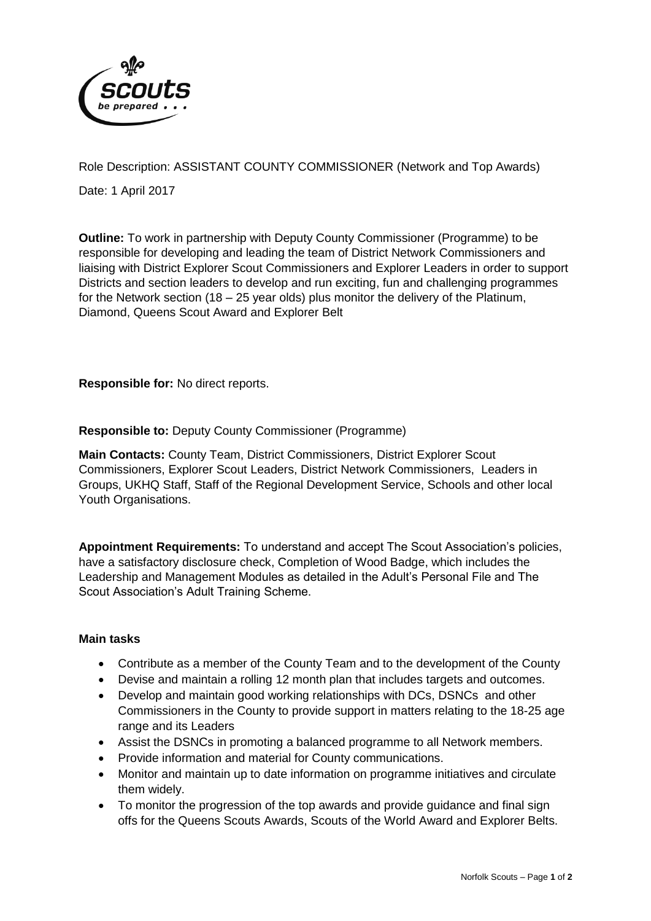Role Description: ASSISTANT COUNTY COMMISSIONER (Network and Top Awards)

Date: 1 April 2017

**Outline:** To work in partnership with Deputy County Commissioner (Programme) to be responsible for developing and leading the team of District Network Commissioners and liaising with District Explorer Scout Commissioners and Explorer Leaders in order to support Districts and section leaders to develop and run exciting, fun and challenging programmes for the Network section (18 – 25 year olds) plus monitor the delivery of the Platinum, Diamond, Queens Scout Award and Explorer Belt

**Responsible for:** No direct reports.

**Responsible to:** Deputy County Commissioner (Programme)

**Main Contacts:** County Team, District Commissioners, District Explorer Scout Commissioners, Explorer Scout Leaders, District Network Commissioners, Leaders in Groups, UKHQ Staff, Staff of the Regional Development Service, Schools and other local Youth Organisations.

**Appointment Requirements:** To understand and accept The Scout Association's policies, have a satisfactory disclosure check, Completion of Wood Badge, which includes the Leadership and Management Modules as detailed in the Adult's Personal File and The Scout Association's Adult Training Scheme.

**Main tasks**

- Contribute as a member of the County Team and to the development of the County
- Devise and maintain a rolling 12 month plan that includes targets and outcomes.
- Develop and maintain good working relationships with DCs, DSNCs and other Commissioners in the County to provide support in matters relating to the 18-25 age range and its Leaders
- Assist the DSNCs in promoting a balanced programme to all Network members.
- Provide information and material for County communications.
- Monitor and maintain up to date information on programme initiatives and circulate them widely.
- To monitor the progression of the top awards and provide guidance and final sign offs for the Queens Scouts Awards, Scouts of the World Award and Explorer Belts.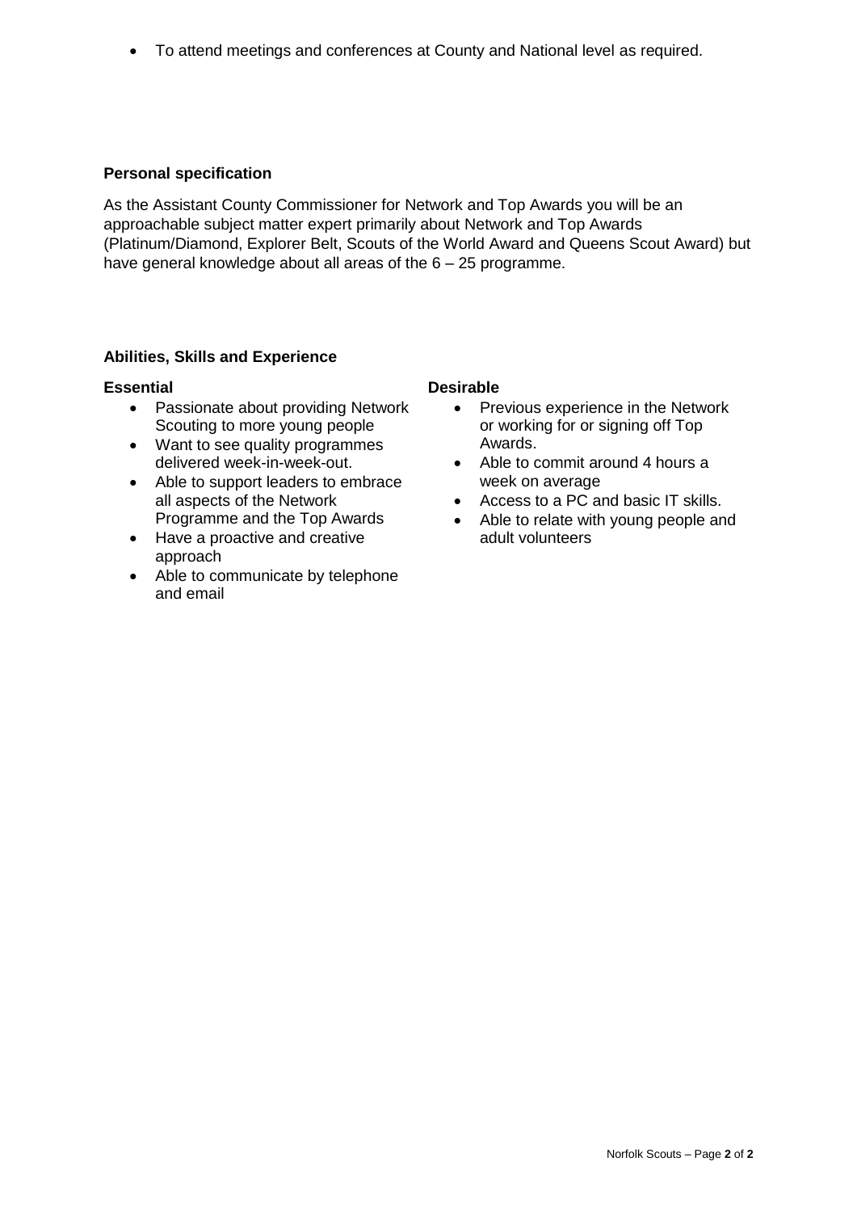- To attend meetings and conferences at County and National level as required.

**Personal specification**

As the Assistant County Commissioner for Network and Top Awards you will be an approachable subject matter expert primarily about Network and Top Awards (Platinum/Diamond, Explorer Belt, Scouts of the World Award and Queens Scout Award) but have general knowledge about all areas of the 6 – 25 programme.

**Abilities, Skills and Experience**

**Essential**

- Passionate about providing Network Scouting to more young people
- Want to see quality programmes delivered week-in-week-out.
- Able to support leaders to embrace all aspects of the Network Programme and the Top Awards
- Have a proactive and creative approach
- Able to communicate by telephone and email

**Desirable**

- Previous experience in the Network or working for or signing off Top Awards.
- Able to commit around 4 hours a week on average
- Access to a PC and basic IT skills.
- Able to relate with young people and adult volunteers